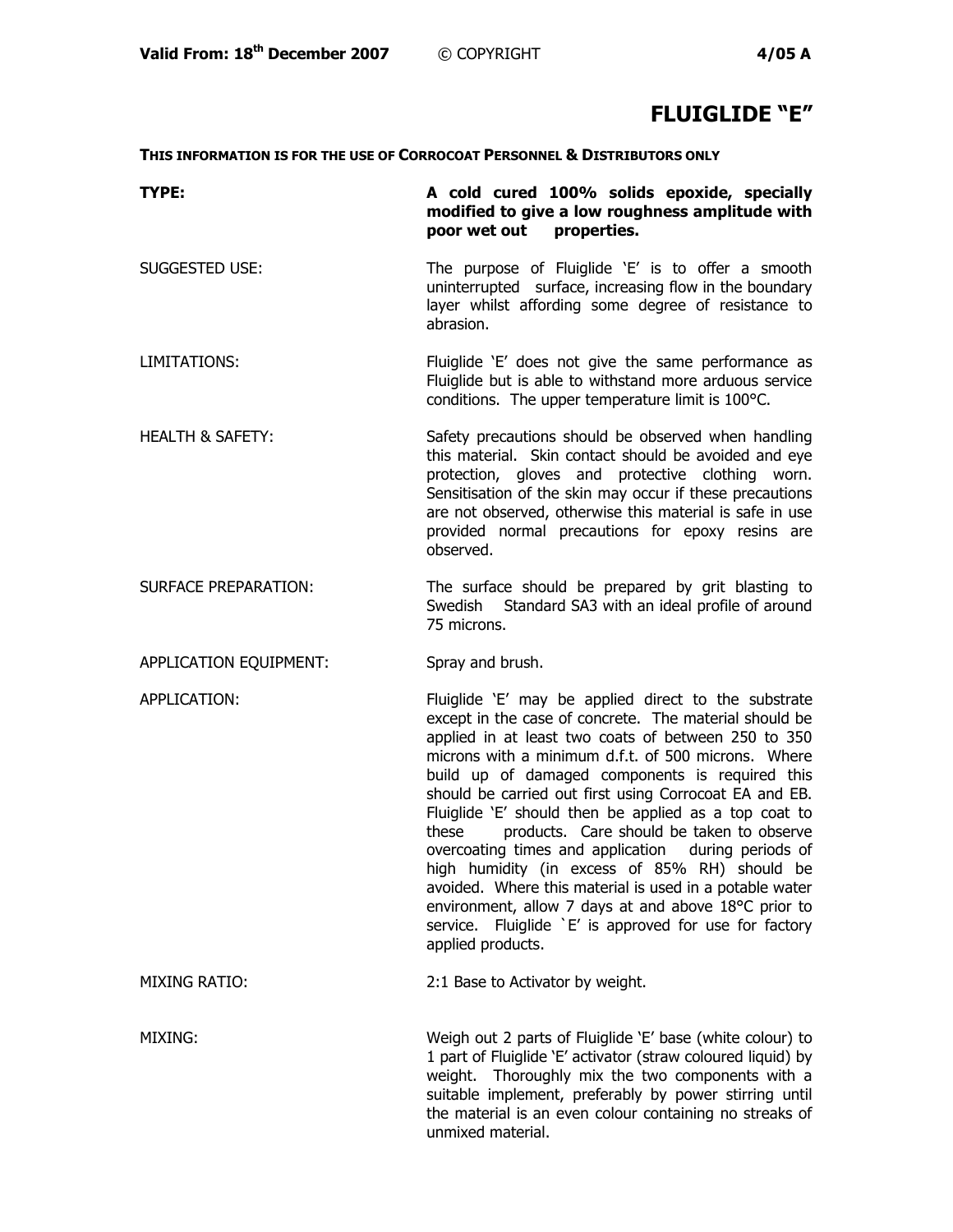# FLUIGLIDE "E"

**THIS INFORMATION IS FOR THE USE OF CORROCOAT PERSONNEL & DISTRIBUTORS ONLY**

**TYPE:** **A cold cured 100% solids epoxide, specially modified to give a low roughness amplitude with poor wet out properties.**

SUGGESTED USE: The purpose of Fluiglide 'E' is to offer a smooth uninterrupted surface, increasing flow in the boundary layer whilst affording some degree of resistance to abrasion.

LIMITATIONS: Fluiglide 'E' does not give the same performance as Fluiglide but is able to withstand more arduous service conditions. The upper temperature limit is 100°C.

HEALTH & SAFETY: Safety precautions should be observed when handling this material. Skin contact should be avoided and eye protection, gloves and protective clothing worn. Sensitisation of the skin may occur if these precautions are not observed, otherwise this material is safe in use provided normal precautions for epoxy resins are observed.

SURFACE PREPARATION: The surface should be prepared by grit blasting to Swedish Standard SA3 with an ideal profile of around 75 microns.

APPLICATION EQUIPMENT: Spray and brush.

APPLICATION: Fluiglide 'E' may be applied direct to the substrate except in the case of concrete. The material should be applied in at least two coats of between 250 to 350 microns with a minimum d.f.t. of 500 microns. Where build up of damaged components is required this should be carried out first using Corrocoat EA and EB. Fluiglide 'E' should then be applied as a top coat to these products. Care should be taken to observe overcoating times and application during periods of high humidity (in excess of 85% RH) should be avoided. Where this material is used in a potable water environment, allow 7 days at and above 18°C prior to service. Fluiglide `E' is approved for use for factory applied products.

MIXING RATIO: 2:1 Base to Activator by weight.

MIXING: Weigh out 2 parts of Fluiglide 'E' base (white colour) to 1 part of Fluiglide 'E' activator (straw coloured liquid) by weight. Thoroughly mix the two components with a suitable implement, preferably by power stirring until the material is an even colour containing no streaks of unmixed material.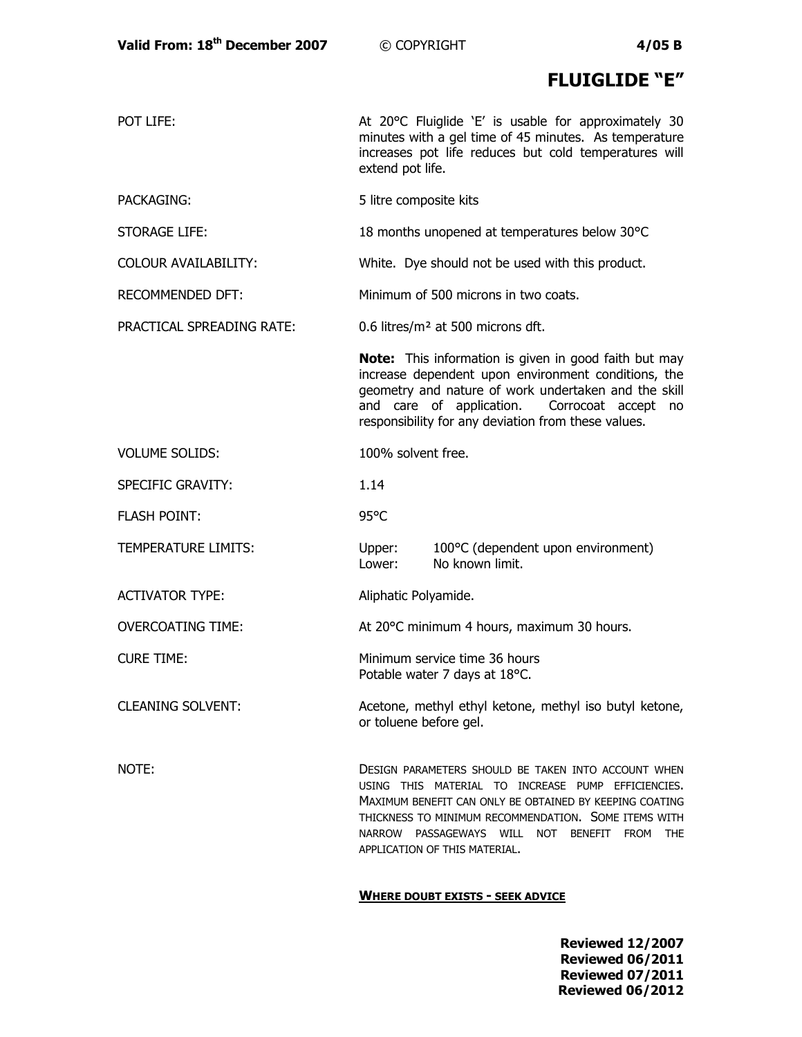# FLUIGLIDE "E"

| | |
|---|---|
| POT LIFE: | At 20°C Fluiglide 'E' is usable for approximately 30 minutes with a gel time of 45 minutes. As temperature increases pot life reduces but cold temperatures will extend pot life. |
| PACKAGING: | 5 litre composite kits |
| STORAGE LIFE: | 18 months unopened at temperatures below 30°C |
| COLOUR AVAILABILITY: | White. Dye should not be used with this product. |
| RECOMMENDED DFT: | Minimum of 500 microns in two coats. |
| PRACTICAL SPREADING RATE: | 0.6 litres/m² at 500 microns dft. |
| | **Note:** This information is given in good faith but may increase dependent upon environment conditions, the geometry and nature of work undertaken and the skill and care of application. Corrocoat accept no responsibility for any deviation from these values. |
| VOLUME SOLIDS: | 100% solvent free. |
| SPECIFIC GRAVITY: | 1.14 |
| FLASH POINT: | 95°C |
| TEMPERATURE LIMITS: | Upper: 100°C (dependent upon environment)<br>Lower: No known limit. |
| ACTIVATOR TYPE: | Aliphatic Polyamide. |
| OVERCOATING TIME: | At 20°C minimum 4 hours, maximum 30 hours. |
| CURE TIME: | Minimum service time 36 hours<br>Potable water 7 days at 18°C. |
| CLEANING SOLVENT: | Acetone, methyl ethyl ketone, methyl iso butyl ketone, or toluene before gel. |
| NOTE: | DESIGN PARAMETERS SHOULD BE TAKEN INTO ACCOUNT WHEN USING THIS MATERIAL TO INCREASE PUMP EFFICIENCIES. MAXIMUM BENEFIT CAN ONLY BE OBTAINED BY KEEPING COATING THICKNESS TO MINIMUM RECOMMENDATION. SOME ITEMS WITH NARROW PASSAGEWAYS WILL NOT BENEFIT FROM THE APPLICATION OF THIS MATERIAL. |

**WHERE DOUBT EXISTS - SEEK ADVICE**

**Reviewed 12/2007**
**Reviewed 06/2011**
**Reviewed 07/2011**
**Reviewed 06/2012**